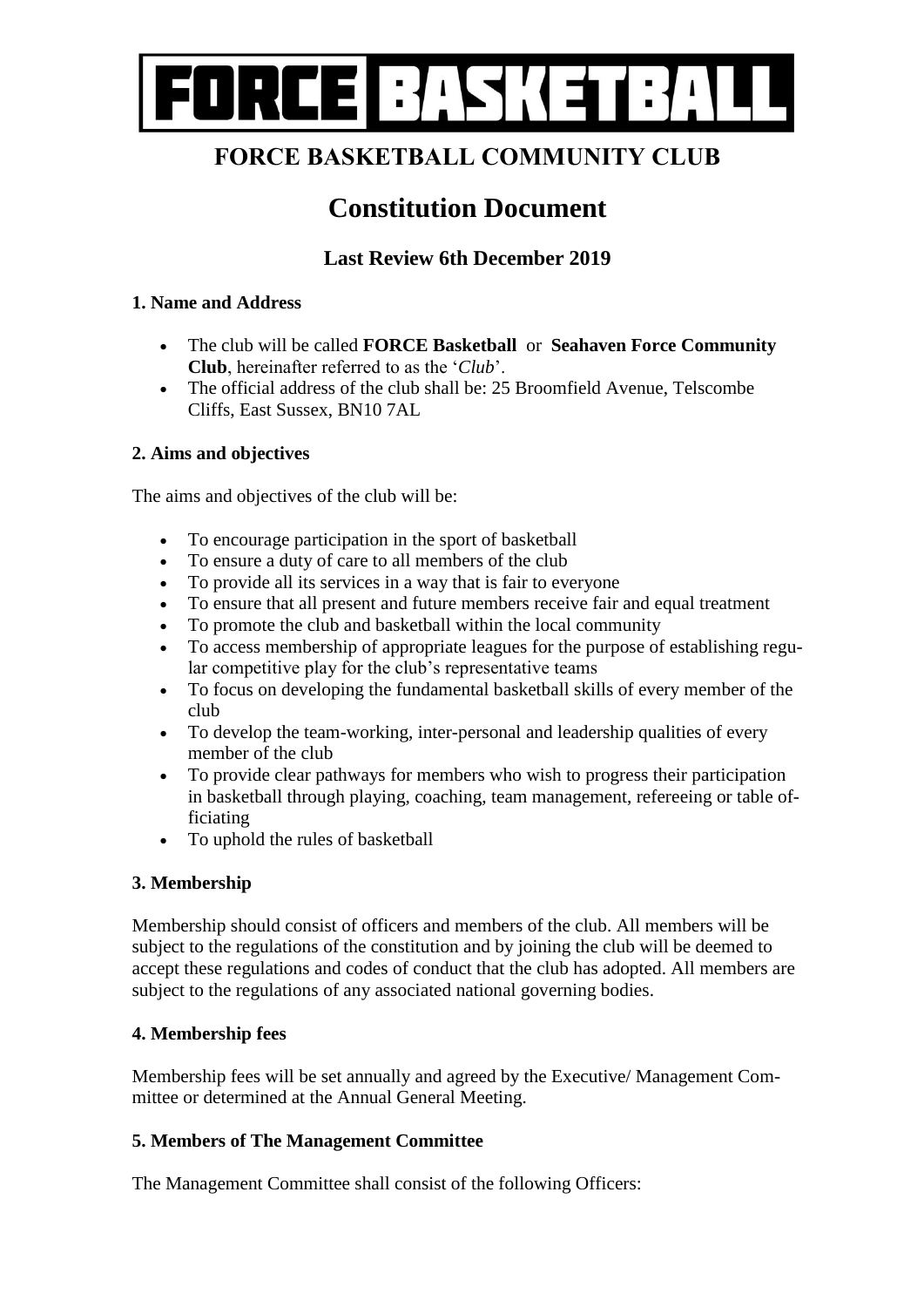# FORCE BASKETBALL

## FORCE BASKETBALL COMMUNITY CLUB

# Constitution Document

### Last Review 6th December 2019

**1. Name and Address**

- The club will be called **FORCE Basketball** or **Seahaven Force Community Club**, hereinafter referred to as the '*Club*'.
- The official address of the club shall be: 25 Broomfield Avenue, Telscombe Cliffs, East Sussex, BN10 7AL

**2. Aims and objectives**

The aims and objectives of the club will be:

- To encourage participation in the sport of basketball
- To ensure a duty of care to all members of the club
- To provide all its services in a way that is fair to everyone
- To ensure that all present and future members receive fair and equal treatment
- To promote the club and basketball within the local community
- To access membership of appropriate leagues for the purpose of establishing regular competitive play for the club's representative teams
- To focus on developing the fundamental basketball skills of every member of the club
- To develop the team-working, inter-personal and leadership qualities of every member of the club
- To provide clear pathways for members who wish to progress their participation in basketball through playing, coaching, team management, refereeing or table officiating
- To uphold the rules of basketball

**3. Membership**

Membership should consist of officers and members of the club. All members will be subject to the regulations of the constitution and by joining the club will be deemed to accept these regulations and codes of conduct that the club has adopted. All members are subject to the regulations of any associated national governing bodies.

**4. Membership fees**

Membership fees will be set annually and agreed by the Executive/ Management Committee or determined at the Annual General Meeting.

**5. Members of The Management Committee**

The Management Committee shall consist of the following Officers: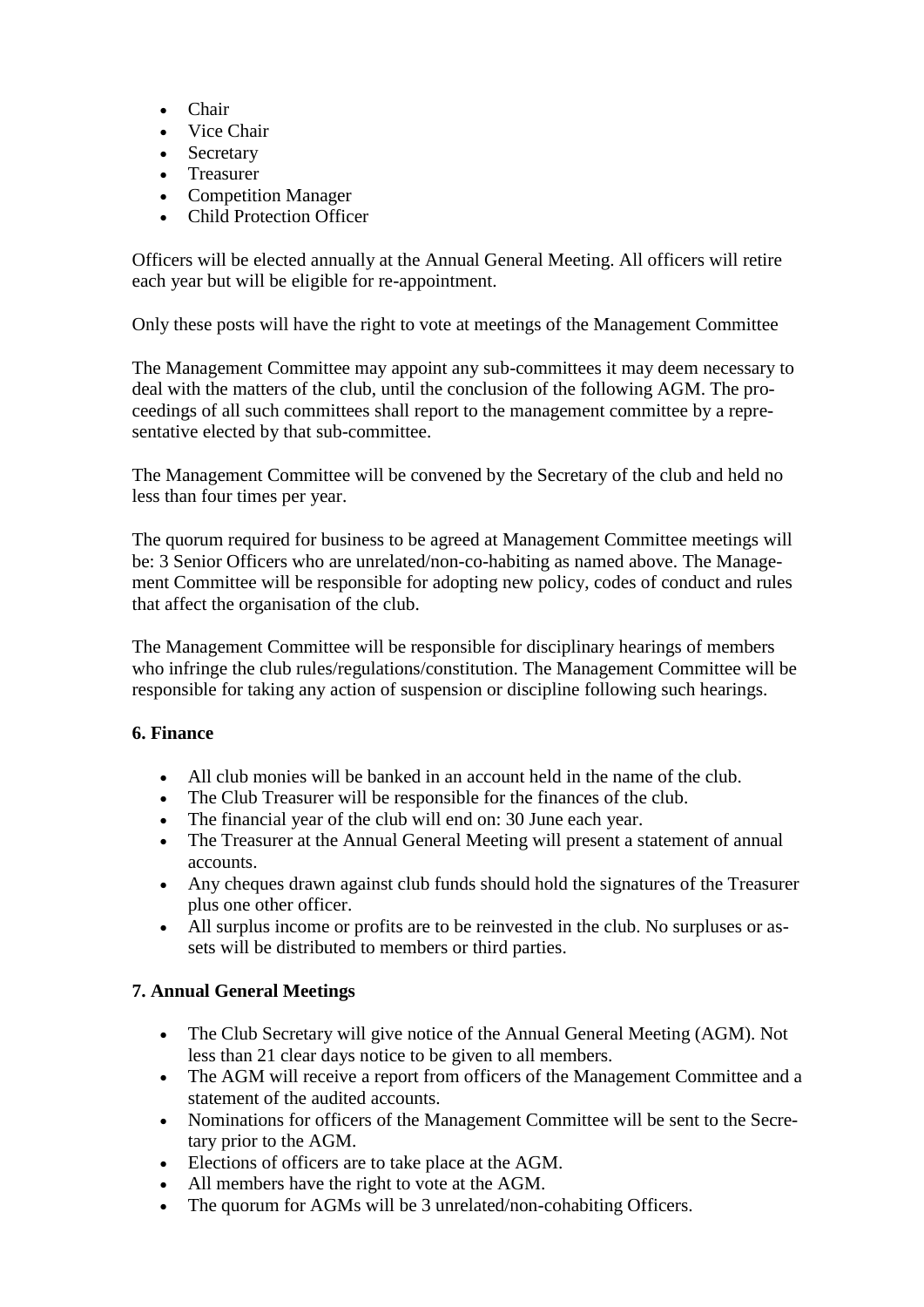- Chair
- Vice Chair
- Secretary
- Treasurer
- Competition Manager
- Child Protection Officer

Officers will be elected annually at the Annual General Meeting. All officers will retire each year but will be eligible for re-appointment.

Only these posts will have the right to vote at meetings of the Management Committee

The Management Committee may appoint any sub-committees it may deem necessary to deal with the matters of the club, until the conclusion of the following AGM. The proceedings of all such committees shall report to the management committee by a representative elected by that sub-committee.

The Management Committee will be convened by the Secretary of the club and held no less than four times per year.

The quorum required for business to be agreed at Management Committee meetings will be: 3 Senior Officers who are unrelated/non-co-habiting as named above. The Management Committee will be responsible for adopting new policy, codes of conduct and rules that affect the organisation of the club.

The Management Committee will be responsible for disciplinary hearings of members who infringe the club rules/regulations/constitution. The Management Committee will be responsible for taking any action of suspension or discipline following such hearings.

**6. Finance**

- All club monies will be banked in an account held in the name of the club.
- The Club Treasurer will be responsible for the finances of the club.
- The financial year of the club will end on: 30 June each year.
- The Treasurer at the Annual General Meeting will present a statement of annual accounts.
- Any cheques drawn against club funds should hold the signatures of the Treasurer plus one other officer.
- All surplus income or profits are to be reinvested in the club. No surpluses or assets will be distributed to members or third parties.

**7. Annual General Meetings**

- The Club Secretary will give notice of the Annual General Meeting (AGM). Not less than 21 clear days notice to be given to all members.
- The AGM will receive a report from officers of the Management Committee and a statement of the audited accounts.
- Nominations for officers of the Management Committee will be sent to the Secretary prior to the AGM.
- Elections of officers are to take place at the AGM.
- All members have the right to vote at the AGM.
- The quorum for AGMs will be 3 unrelated/non-cohabiting Officers.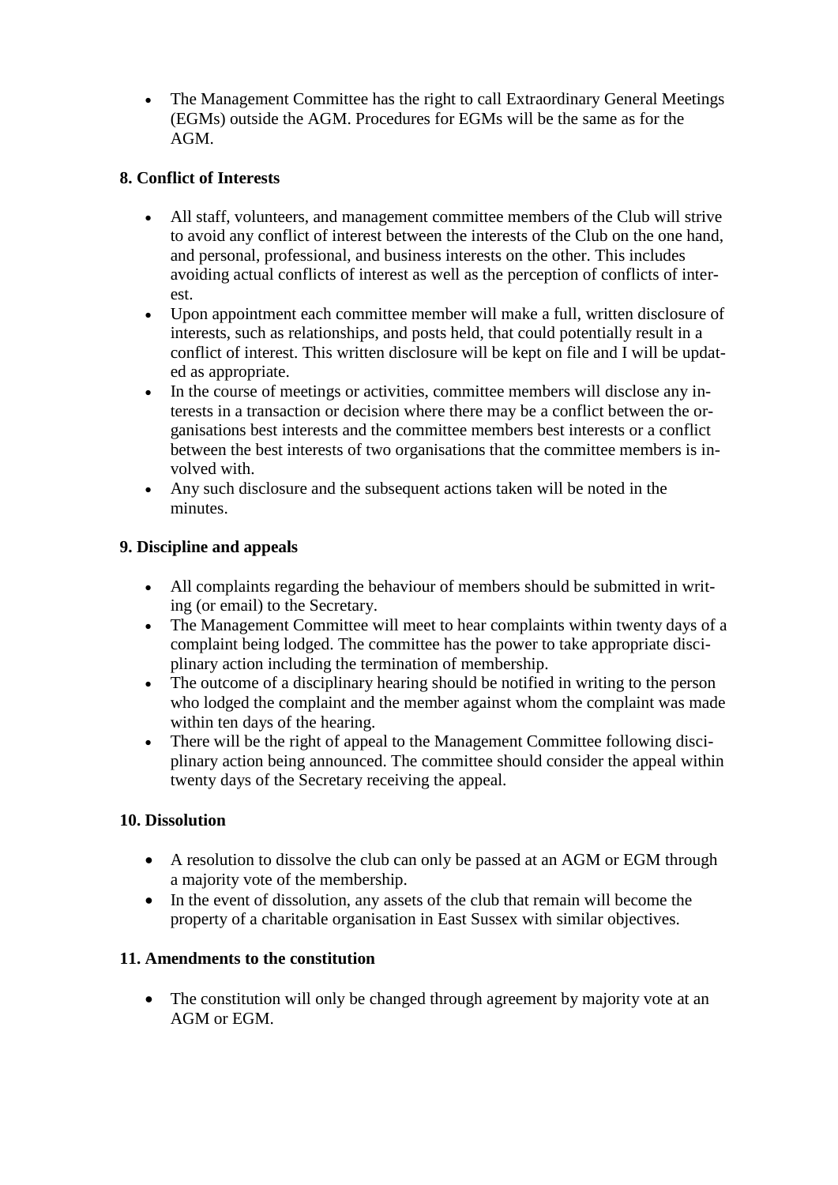- The Management Committee has the right to call Extraordinary General Meetings (EGMs) outside the AGM. Procedures for EGMs will be the same as for the AGM.

**8. Conflict of Interests**

- All staff, volunteers, and management committee members of the Club will strive to avoid any conflict of interest between the interests of the Club on the one hand, and personal, professional, and business interests on the other. This includes avoiding actual conflicts of interest as well as the perception of conflicts of interest.
- Upon appointment each committee member will make a full, written disclosure of interests, such as relationships, and posts held, that could potentially result in a conflict of interest. This written disclosure will be kept on file and I will be updated as appropriate.
- In the course of meetings or activities, committee members will disclose any interests in a transaction or decision where there may be a conflict between the organisations best interests and the committee members best interests or a conflict between the best interests of two organisations that the committee members is involved with.
- Any such disclosure and the subsequent actions taken will be noted in the minutes.

**9. Discipline and appeals**

- All complaints regarding the behaviour of members should be submitted in writing (or email) to the Secretary.
- The Management Committee will meet to hear complaints within twenty days of a complaint being lodged. The committee has the power to take appropriate disciplinary action including the termination of membership.
- The outcome of a disciplinary hearing should be notified in writing to the person who lodged the complaint and the member against whom the complaint was made within ten days of the hearing.
- There will be the right of appeal to the Management Committee following disciplinary action being announced. The committee should consider the appeal within twenty days of the Secretary receiving the appeal.

**10. Dissolution**

- A resolution to dissolve the club can only be passed at an AGM or EGM through a majority vote of the membership.
- In the event of dissolution, any assets of the club that remain will become the property of a charitable organisation in East Sussex with similar objectives.

**11. Amendments to the constitution**

- The constitution will only be changed through agreement by majority vote at an AGM or EGM.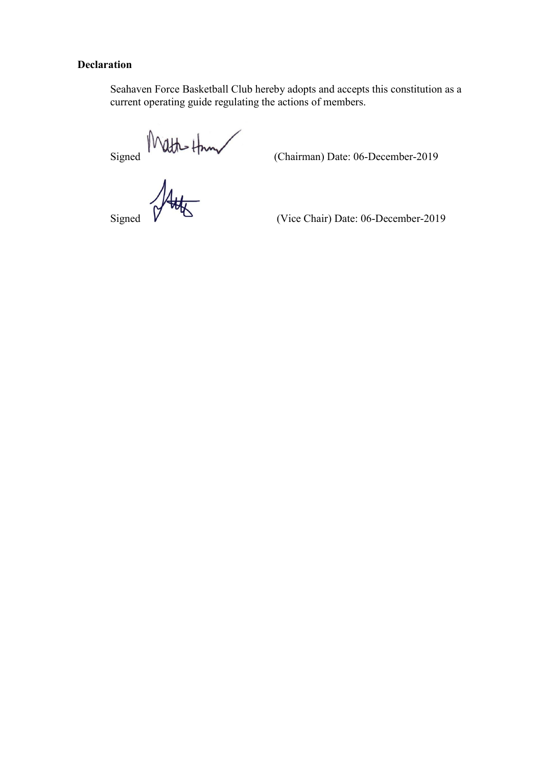**Declaration**

Seahaven Force Basketball Club hereby adopts and accepts this constitution as a current operating guide regulating the actions of members.

Signed (Chairman) Date: 06-December-2019

Signed (Vice Chair) Date: 06-December-2019